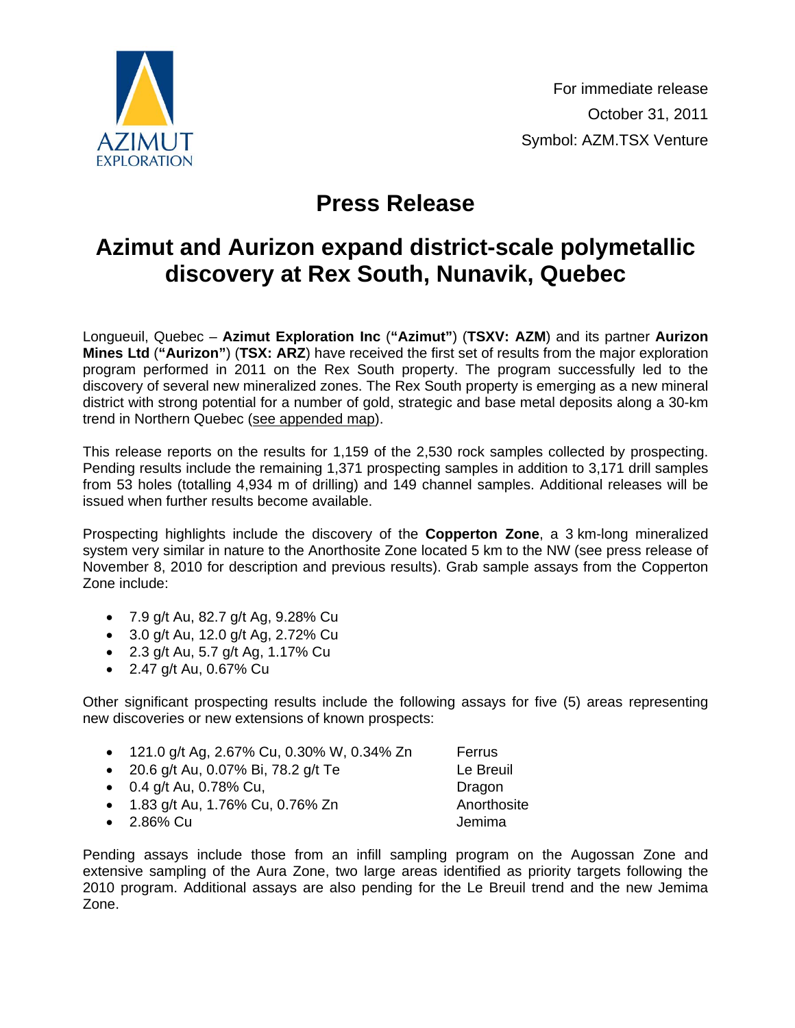AZIMUT EXPLORATION

For immediate release
October 31, 2011
Symbol: AZM.TSX Venture

# Press Release

## Azimut and Aurizon expand district-scale polymetallic discovery at Rex South, Nunavik, Quebec

Longueuil, Quebec – **Azimut Exploration Inc** (**"Azimut"**) (**TSXV: AZM**) and its partner **Aurizon Mines Ltd** (**"Aurizon"**) (**TSX: ARZ**) have received the first set of results from the major exploration program performed in 2011 on the Rex South property. The program successfully led to the discovery of several new mineralized zones. The Rex South property is emerging as a new mineral district with strong potential for a number of gold, strategic and base metal deposits along a 30-km trend in Northern Quebec (see appended map).

This release reports on the results for 1,159 of the 2,530 rock samples collected by prospecting. Pending results include the remaining 1,371 prospecting samples in addition to 3,171 drill samples from 53 holes (totalling 4,934 m of drilling) and 149 channel samples. Additional releases will be issued when further results become available.

Prospecting highlights include the discovery of the **Copperton Zone**, a 3 km-long mineralized system very similar in nature to the Anorthosite Zone located 5 km to the NW (see press release of November 8, 2010 for description and previous results). Grab sample assays from the Copperton Zone include:

- 7.9 g/t Au, 82.7 g/t Ag, 9.28% Cu
- 3.0 g/t Au, 12.0 g/t Ag, 2.72% Cu
- 2.3 g/t Au, 5.7 g/t Ag, 1.17% Cu
- 2.47 g/t Au, 0.67% Cu

Other significant prospecting results include the following assays for five (5) areas representing new discoveries or new extensions of known prospects:

- 121.0 g/t Ag, 2.67% Cu, 0.30% W, 0.34% Zn — Ferrus
- 20.6 g/t Au, 0.07% Bi, 78.2 g/t Te — Le Breuil
- 0.4 g/t Au, 0.78% Cu, — Dragon
- 1.83 g/t Au, 1.76% Cu, 0.76% Zn — Anorthosite
- 2.86% Cu — Jemima

Pending assays include those from an infill sampling program on the Augossan Zone and extensive sampling of the Aura Zone, two large areas identified as priority targets following the 2010 program. Additional assays are also pending for the Le Breuil trend and the new Jemima Zone.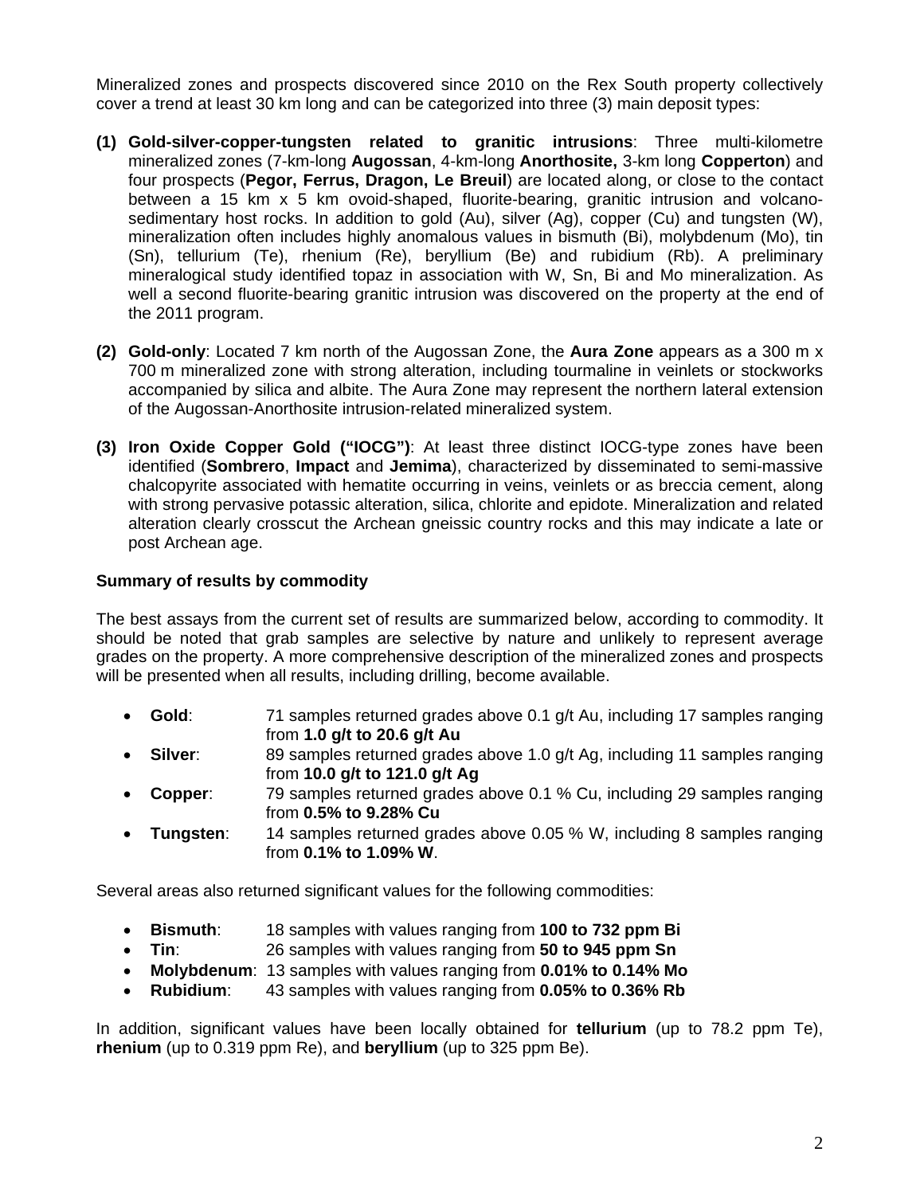Mineralized zones and prospects discovered since 2010 on the Rex South property collectively cover a trend at least 30 km long and can be categorized into three (3) main deposit types:

**(1) Gold-silver-copper-tungsten related to granitic intrusions**: Three multi-kilometre mineralized zones (7-km-long **Augossan**, 4-km-long **Anorthosite,** 3-km long **Copperton**) and four prospects (**Pegor, Ferrus, Dragon, Le Breuil**) are located along, or close to the contact between a 15 km x 5 km ovoid-shaped, fluorite-bearing, granitic intrusion and volcano-sedimentary host rocks. In addition to gold (Au), silver (Ag), copper (Cu) and tungsten (W), mineralization often includes highly anomalous values in bismuth (Bi), molybdenum (Mo), tin (Sn), tellurium (Te), rhenium (Re), beryllium (Be) and rubidium (Rb). A preliminary mineralogical study identified topaz in association with W, Sn, Bi and Mo mineralization. As well a second fluorite-bearing granitic intrusion was discovered on the property at the end of the 2011 program.

**(2) Gold-only**: Located 7 km north of the Augossan Zone, the **Aura Zone** appears as a 300 m x 700 m mineralized zone with strong alteration, including tourmaline in veinlets or stockworks accompanied by silica and albite. The Aura Zone may represent the northern lateral extension of the Augossan-Anorthosite intrusion-related mineralized system.

**(3) Iron Oxide Copper Gold ("IOCG")**: At least three distinct IOCG-type zones have been identified (**Sombrero**, **Impact** and **Jemima**), characterized by disseminated to semi-massive chalcopyrite associated with hematite occurring in veins, veinlets or as breccia cement, along with strong pervasive potassic alteration, silica, chlorite and epidote. Mineralization and related alteration clearly crosscut the Archean gneissic country rocks and this may indicate a late or post Archean age.

**Summary of results by commodity**

The best assays from the current set of results are summarized below, according to commodity. It should be noted that grab samples are selective by nature and unlikely to represent average grades on the property. A more comprehensive description of the mineralized zones and prospects will be presented when all results, including drilling, become available.

- **Gold**: 71 samples returned grades above 0.1 g/t Au, including 17 samples ranging from **1.0 g/t to 20.6 g/t Au**
- **Silver**: 89 samples returned grades above 1.0 g/t Ag, including 11 samples ranging from **10.0 g/t to 121.0 g/t Ag**
- **Copper**: 79 samples returned grades above 0.1 % Cu, including 29 samples ranging from **0.5% to 9.28% Cu**
- **Tungsten**: 14 samples returned grades above 0.05 % W, including 8 samples ranging from **0.1% to 1.09% W**.

Several areas also returned significant values for the following commodities:

- **Bismuth**: 18 samples with values ranging from **100 to 732 ppm Bi**
- **Tin**: 26 samples with values ranging from **50 to 945 ppm Sn**
- **Molybdenum**: 13 samples with values ranging from **0.01% to 0.14% Mo**
- **Rubidium**: 43 samples with values ranging from **0.05% to 0.36% Rb**

In addition, significant values have been locally obtained for **tellurium** (up to 78.2 ppm Te), **rhenium** (up to 0.319 ppm Re), and **beryllium** (up to 325 ppm Be).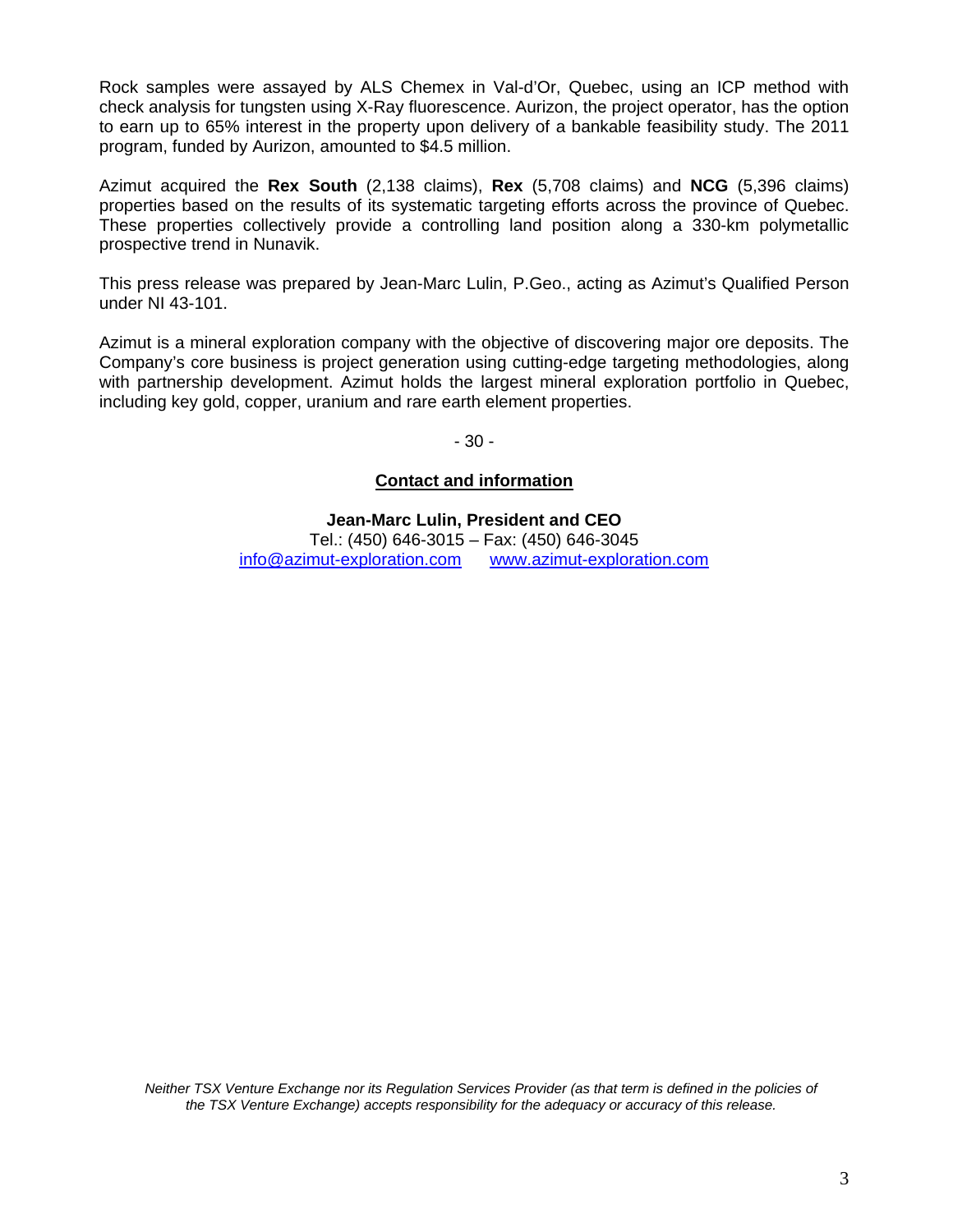Rock samples were assayed by ALS Chemex in Val-d'Or, Quebec, using an ICP method with check analysis for tungsten using X-Ray fluorescence. Aurizon, the project operator, has the option to earn up to 65% interest in the property upon delivery of a bankable feasibility study. The 2011 program, funded by Aurizon, amounted to $4.5 million.

Azimut acquired the **Rex South** (2,138 claims), **Rex** (5,708 claims) and **NCG** (5,396 claims) properties based on the results of its systematic targeting efforts across the province of Quebec. These properties collectively provide a controlling land position along a 330-km polymetallic prospective trend in Nunavik.

This press release was prepared by Jean-Marc Lulin, P.Geo., acting as Azimut's Qualified Person under NI 43-101.

Azimut is a mineral exploration company with the objective of discovering major ore deposits. The Company's core business is project generation using cutting-edge targeting methodologies, along with partnership development. Azimut holds the largest mineral exploration portfolio in Quebec, including key gold, copper, uranium and rare earth element properties.

- 30 -

**Contact and information**

**Jean-Marc Lulin, President and CEO**
Tel.: (450) 646-3015 – Fax: (450) 646-3045
info@azimut-exploration.com     www.azimut-exploration.com

*Neither TSX Venture Exchange nor its Regulation Services Provider (as that term is defined in the policies of the TSX Venture Exchange) accepts responsibility for the adequacy or accuracy of this release.*